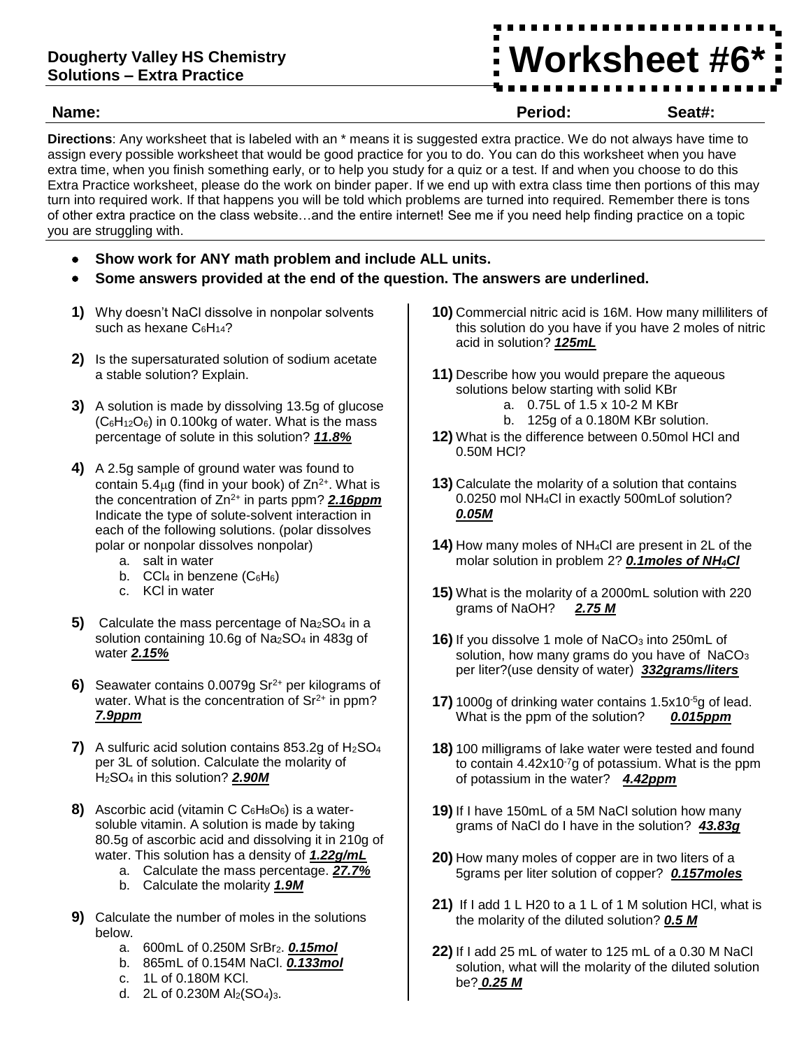**Dougherty Valley HS Chemistry**
**Solutions – Extra Practice**

# Worksheet #6*

**Name:** **Period:** **Seat#:**

**Directions**: Any worksheet that is labeled with an * means it is suggested extra practice. We do not always have time to assign every possible worksheet that would be good practice for you to do. You can do this worksheet when you have extra time, when you finish something early, or to help you study for a quiz or a test. If and when you choose to do this Extra Practice worksheet, please do the work on binder paper. If we end up with extra class time then portions of this may turn into required work. If that happens you will be told which problems are turned into required. Remember there is tons of other extra practice on the class website…and the entire internet! See me if you need help finding practice on a topic you are struggling with.

- **Show work for ANY math problem and include ALL units.**
- **Some answers provided at the end of the question. The answers are underlined.**

**1)** Why doesn't NaCl dissolve in nonpolar solvents such as hexane $C_6H_{14}$?

**2)** Is the supersaturated solution of sodium acetate a stable solution? Explain.

**3)** A solution is made by dissolving 13.5g of glucose ($C_6H_{12}O_6$) in 0.100kg of water. What is the mass percentage of solute in this solution? ***11.8%***

**4)** A 2.5g sample of ground water was found to contain 5.4μg (find in your book) of $Zn^{2+}$. What is the concentration of $Zn^{2+}$ in parts ppm? ***2.16ppm*** Indicate the type of solute-solvent interaction in each of the following solutions. (polar dissolves polar or nonpolar dissolves nonpolar)

a. salt in water
b. $CCl_4$ in benzene ($C_6H_6$)
c. KCl in water

**5)** Calculate the mass percentage of $Na_2SO_4$ in a solution containing 10.6g of $Na_2SO_4$ in 483g of water ***2.15%***

**6)** Seawater contains 0.0079g $Sr^{2+}$ per kilograms of water. What is the concentration of $Sr^{2+}$ in ppm? ***7.9ppm***

**7)** A sulfuric acid solution contains 853.2g of $H_2SO_4$ per 3L of solution. Calculate the molarity of $H_2SO_4$ in this solution? ***2.90M***

**8)** Ascorbic acid (vitamin C $C_6H_8O_6$) is a water-soluble vitamin. A solution is made by taking 80.5g of ascorbic acid and dissolving it in 210g of water. This solution has a density of ***1.22g/mL***

a. Calculate the mass percentage. ***27.7%***
b. Calculate the molarity ***1.9M***

**9)** Calculate the number of moles in the solutions below.

a. 600mL of 0.250M $SrBr_2$. ***0.15mol***
b. 865mL of 0.154M NaCl. ***0.133mol***
c. 1L of 0.180M KCl.
d. 2L of 0.230M $Al_2(SO_4)_3$.

**10)** Commercial nitric acid is 16M. How many milliliters of this solution do you have if you have 2 moles of nitric acid in solution? ***125mL***

**11)** Describe how you would prepare the aqueous solutions below starting with solid KBr

a. 0.75L of 1.5 x 10-2 M KBr
b. 125g of a 0.180M KBr solution.

**12)** What is the difference between 0.50mol HCl and 0.50M HCl?

**13)** Calculate the molarity of a solution that contains 0.0250 mol $NH_4Cl$ in exactly 500mLof solution? ***0.05M***

**14)** How many moles of $NH_4Cl$ are present in 2L of the molar solution in problem 2? ***0.1moles of $NH_4Cl$***

**15)** What is the molarity of a 2000mL solution with 220 grams of NaOH? ***2.75 M***

**16)** If you dissolve 1 mole of $NaCO_3$ into 250mL of solution, how many grams do you have of $NaCO_3$ per liter?(use density of water) ***332grams/liters***

**17)** 1000g of drinking water contains $1.5 \times 10^{-5}$g of lead. What is the ppm of the solution? ***0.015ppm***

**18)** 100 milligrams of lake water were tested and found to contain $4.42 \times 10^{-7}$g of potassium. What is the ppm of potassium in the water? ***4.42ppm***

**19)** If I have 150mL of a 5M NaCl solution how many grams of NaCl do I have in the solution? ***43.83g***

**20)** How many moles of copper are in two liters of a 5grams per liter solution of copper? ***0.157moles***

**21)** If I add 1 L H20 to a 1 L of 1 M solution HCl, what is the molarity of the diluted solution? ***0.5 M***

**22)** If I add 25 mL of water to 125 mL of a 0.30 M NaCl solution, what will the molarity of the diluted solution be? ***0.25 M***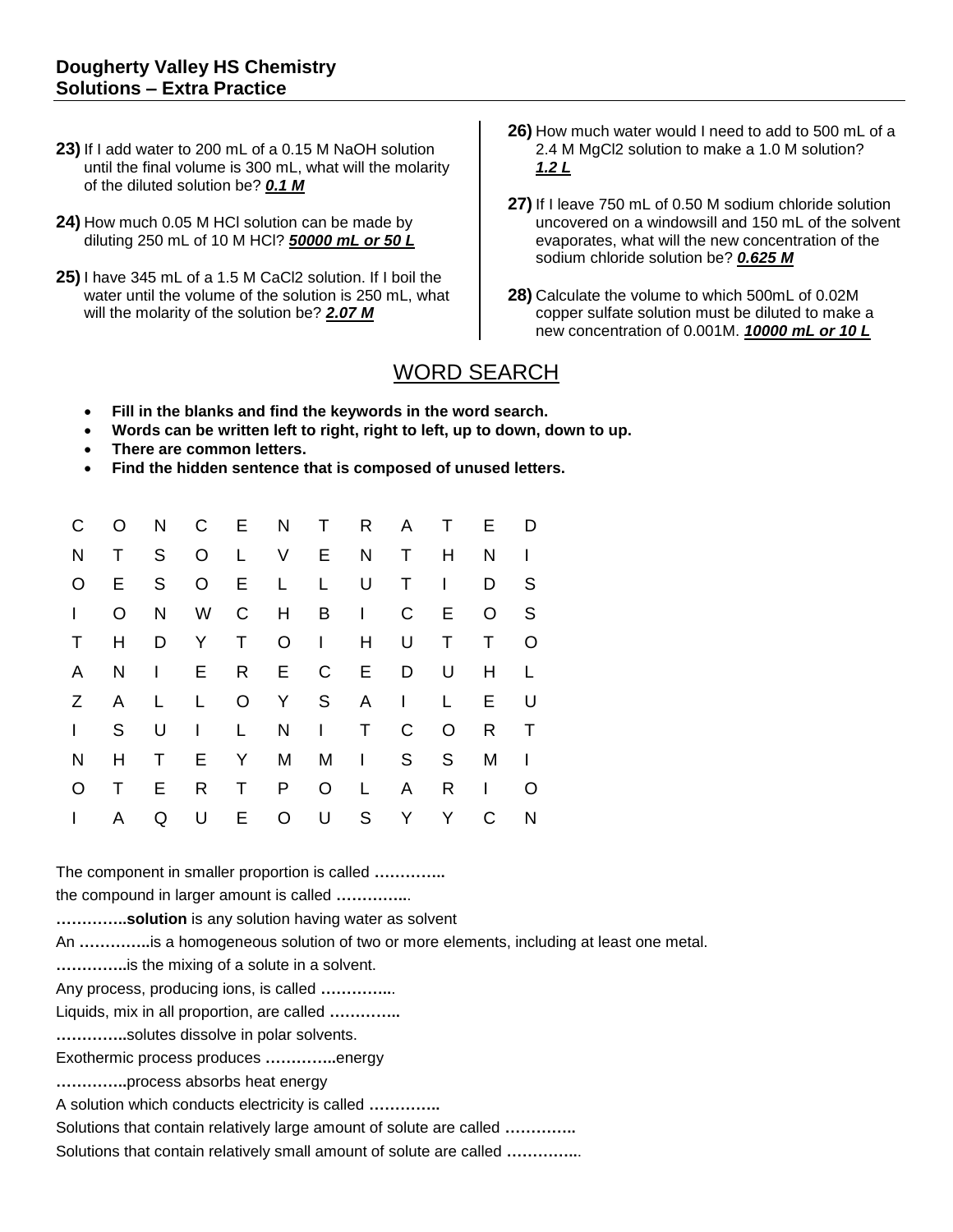# Dougherty Valley HS Chemistry
## Solutions – Extra Practice

**23)** If I add water to 200 mL of a 0.15 M NaOH solution until the final volume is 300 mL, what will the molarity of the diluted solution be? ***0.1 M***

**24)** How much 0.05 M HCl solution can be made by diluting 250 mL of 10 M HCl? ***50000 mL or 50 L***

**25)** I have 345 mL of a 1.5 M $CaCl_2$ solution. If I boil the water until the volume of the solution is 250 mL, what will the molarity of the solution be? ***2.07 M***

**26)** How much water would I need to add to 500 mL of a 2.4 M $MgCl_2$ solution to make a 1.0 M solution? ***1.2 L***

**27)** If I leave 750 mL of 0.50 M sodium chloride solution uncovered on a windowsill and 150 mL of the solvent evaporates, what will the new concentration of the sodium chloride solution be? ***0.625 M***

**28)** Calculate the volume to which 500mL of 0.02M copper sulfate solution must be diluted to make a new concentration of 0.001M. ***10000 mL or 10 L***

## WORD SEARCH

- **Fill in the blanks and find the keywords in the word search.**
- **Words can be written left to right, right to left, up to down, down to up.**
- **There are common letters.**
- **Find the hidden sentence that is composed of unused letters.**

```
C  O  N  C  E  N  T  R  A  T  E  D
N  T  S  O  L  V  E  N  T  H  N  I
O  E  S  O  E  L  L  U  T  I  D  S
I  O  N  W  C  H  B  I  C  E  O  S
T  H  D  Y  T  O  I  H  U  T  T  O
A  N  I  E  R  E  C  E  D  U  H  L
Z  A  L  L  O  Y  S  A  I  L  E  U
I  S  U  I  L  N  I  T  C  O  R  T
N  H  T  E  Y  M  M  I  S  S  M  I
O  T  E  R  T  P  O  L  A  R  I  O
I  A  Q  U  E  O  U  S  Y  Y  C  N
```

The component in smaller proportion is called **…………..**

the compound in larger amount is called **…………..**

**…………..solution** is any solution having water as solvent

An **…………..**is a homogeneous solution of two or more elements, including at least one metal.

**…………..**is the mixing of a solute in a solvent.

Any process, producing ions, is called **…………..**

Liquids, mix in all proportion, are called **…………..**

**…………..**solutes dissolve in polar solvents.

Exothermic process produces **…………..**energy

**…………..**process absorbs heat energy

A solution which conducts electricity is called **…………..**

Solutions that contain relatively large amount of solute are called **…………..**

Solutions that contain relatively small amount of solute are called **…………..**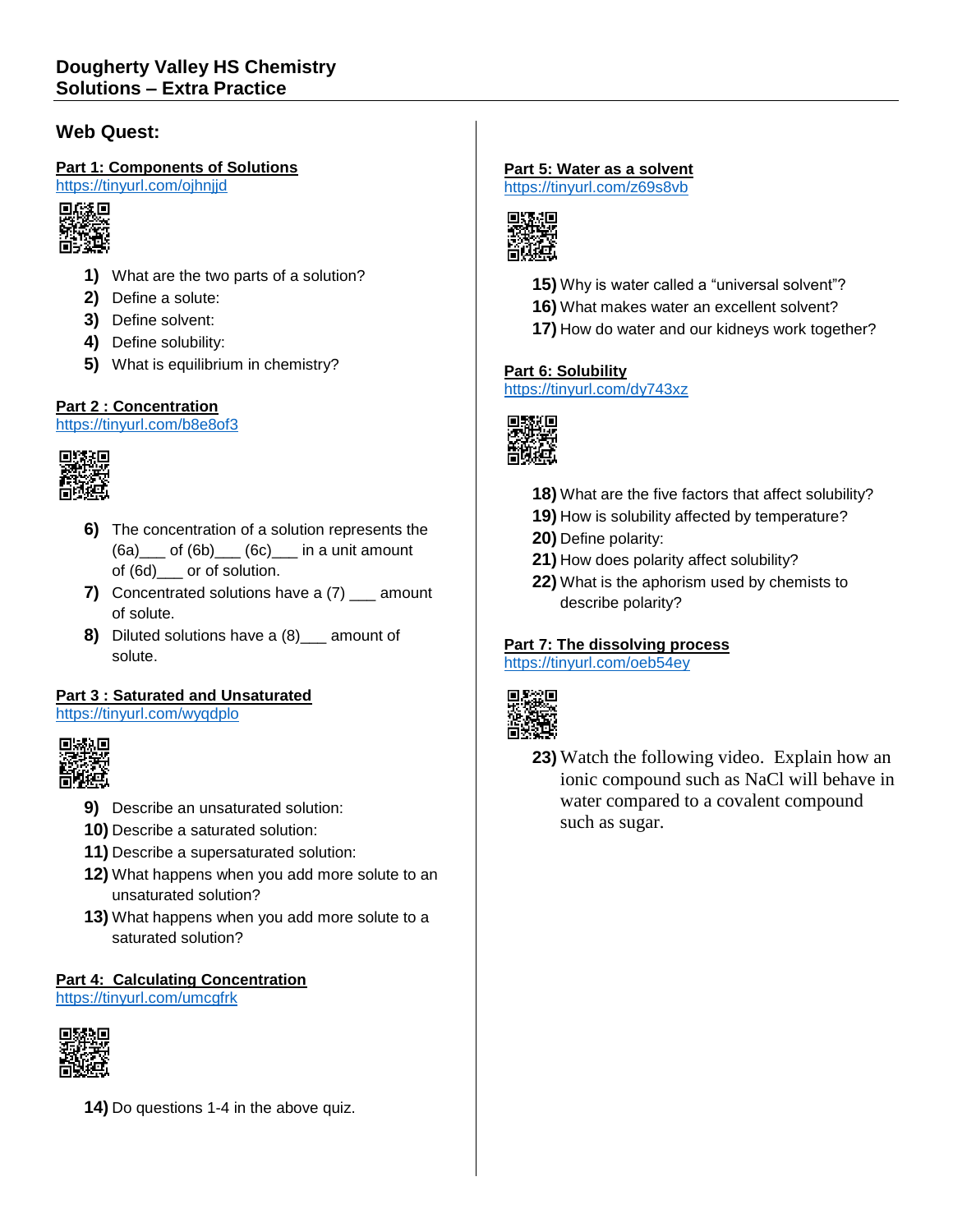## Dougherty Valley HS Chemistry
## Solutions – Extra Practice

### Web Quest:

**Part 1: Components of Solutions**
https://tinyurl.com/ojhnjjd

1) What are the two parts of a solution?
2) Define a solute:
3) Define solvent:
4) Define solubility:
5) What is equilibrium in chemistry?

**Part 2 : Concentration**
https://tinyurl.com/b8e8of3

6) The concentration of a solution represents the (6a)___ of (6b)___ (6c)___ in a unit amount of (6d)___ or of solution.
7) Concentrated solutions have a (7) ___ amount of solute.
8) Diluted solutions have a (8)___ amount of solute.

**Part 3 : Saturated and Unsaturated**
https://tinyurl.com/wyqdplo

9) Describe an unsaturated solution:
10) Describe a saturated solution:
11) Describe a supersaturated solution:
12) What happens when you add more solute to an unsaturated solution?
13) What happens when you add more solute to a saturated solution?

**Part 4: Calculating Concentration**
https://tinyurl.com/umcgfrk

14) Do questions 1-4 in the above quiz.

**Part 5: Water as a solvent**
https://tinyurl.com/z69s8vb

15) Why is water called a "universal solvent"?
16) What makes water an excellent solvent?
17) How do water and our kidneys work together?

**Part 6: Solubility**
https://tinyurl.com/dy743xz

18) What are the five factors that affect solubility?
19) How is solubility affected by temperature?
20) Define polarity:
21) How does polarity affect solubility?
22) What is the aphorism used by chemists to describe polarity?

**Part 7: The dissolving process**
https://tinyurl.com/oeb54ey

23) Watch the following video. Explain how an ionic compound such as NaCl will behave in water compared to a covalent compound such as sugar.